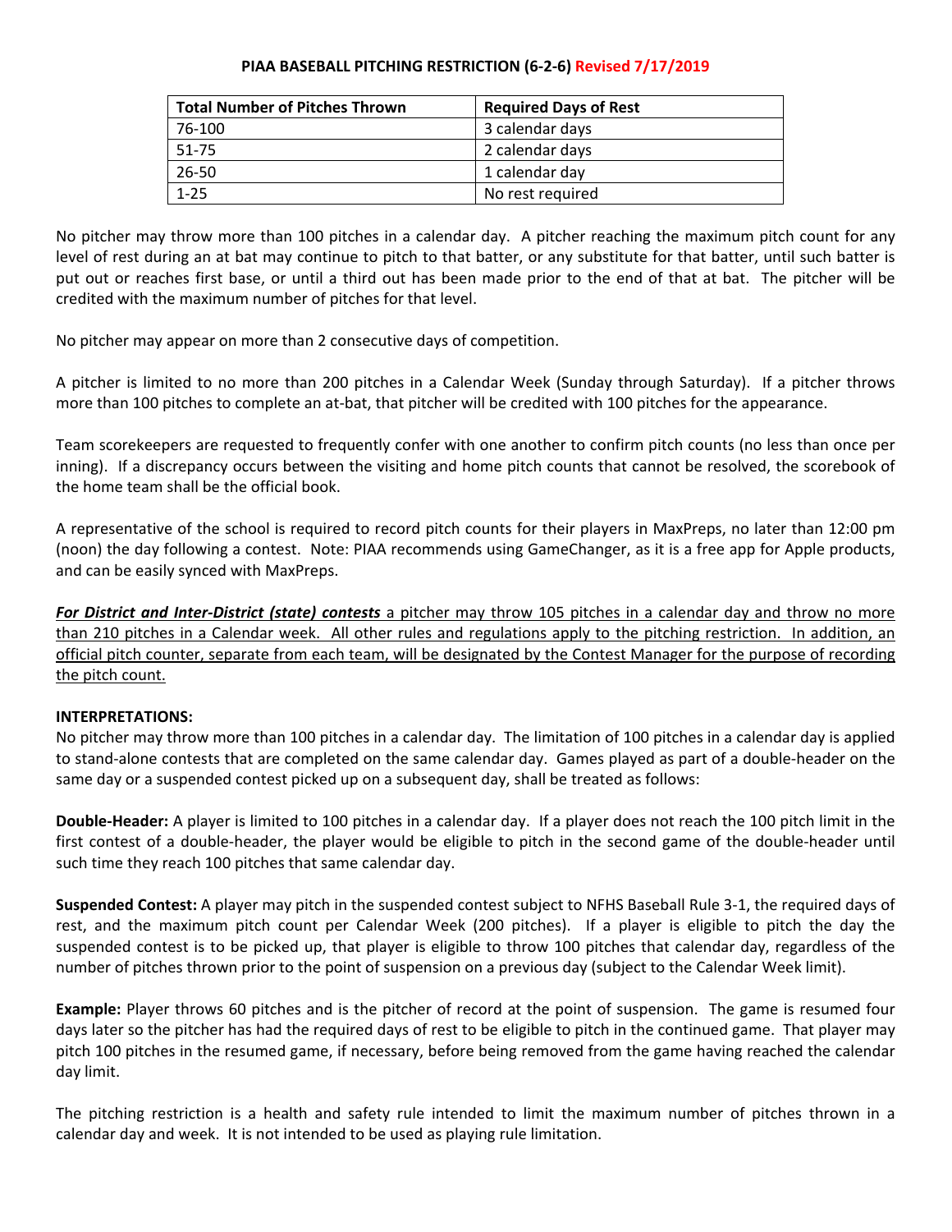# PIAA BASEBALL PITCHING RESTRICTION (6-2-6) Revised 7/17/2019

| Total Number of Pitches Thrown | Required Days of Rest |
| --- | --- |
| 76-100 | 3 calendar days |
| 51-75 | 2 calendar days |
| 26-50 | 1 calendar day |
| 1-25 | No rest required |

No pitcher may throw more than 100 pitches in a calendar day. A pitcher reaching the maximum pitch count for any level of rest during an at bat may continue to pitch to that batter, or any substitute for that batter, until such batter is put out or reaches first base, or until a third out has been made prior to the end of that at bat. The pitcher will be credited with the maximum number of pitches for that level.

No pitcher may appear on more than 2 consecutive days of competition.

A pitcher is limited to no more than 200 pitches in a Calendar Week (Sunday through Saturday). If a pitcher throws more than 100 pitches to complete an at-bat, that pitcher will be credited with 100 pitches for the appearance.

Team scorekeepers are requested to frequently confer with one another to confirm pitch counts (no less than once per inning). If a discrepancy occurs between the visiting and home pitch counts that cannot be resolved, the scorebook of the home team shall be the official book.

A representative of the school is required to record pitch counts for their players in MaxPreps, no later than 12:00 pm (noon) the day following a contest. Note: PIAA recommends using GameChanger, as it is a free app for Apple products, and can be easily synced with MaxPreps.

***For District and Inter-District (state) contests*** a pitcher may throw 105 pitches in a calendar day and throw no more than 210 pitches in a Calendar week. All other rules and regulations apply to the pitching restriction. In addition, an official pitch counter, separate from each team, will be designated by the Contest Manager for the purpose of recording the pitch count.

**INTERPRETATIONS:**

No pitcher may throw more than 100 pitches in a calendar day. The limitation of 100 pitches in a calendar day is applied to stand-alone contests that are completed on the same calendar day. Games played as part of a double-header on the same day or a suspended contest picked up on a subsequent day, shall be treated as follows:

**Double-Header:** A player is limited to 100 pitches in a calendar day. If a player does not reach the 100 pitch limit in the first contest of a double-header, the player would be eligible to pitch in the second game of the double-header until such time they reach 100 pitches that same calendar day.

**Suspended Contest:** A player may pitch in the suspended contest subject to NFHS Baseball Rule 3-1, the required days of rest, and the maximum pitch count per Calendar Week (200 pitches). If a player is eligible to pitch the day the suspended contest is to be picked up, that player is eligible to throw 100 pitches that calendar day, regardless of the number of pitches thrown prior to the point of suspension on a previous day (subject to the Calendar Week limit).

**Example:** Player throws 60 pitches and is the pitcher of record at the point of suspension. The game is resumed four days later so the pitcher has had the required days of rest to be eligible to pitch in the continued game. That player may pitch 100 pitches in the resumed game, if necessary, before being removed from the game having reached the calendar day limit.

The pitching restriction is a health and safety rule intended to limit the maximum number of pitches thrown in a calendar day and week. It is not intended to be used as playing rule limitation.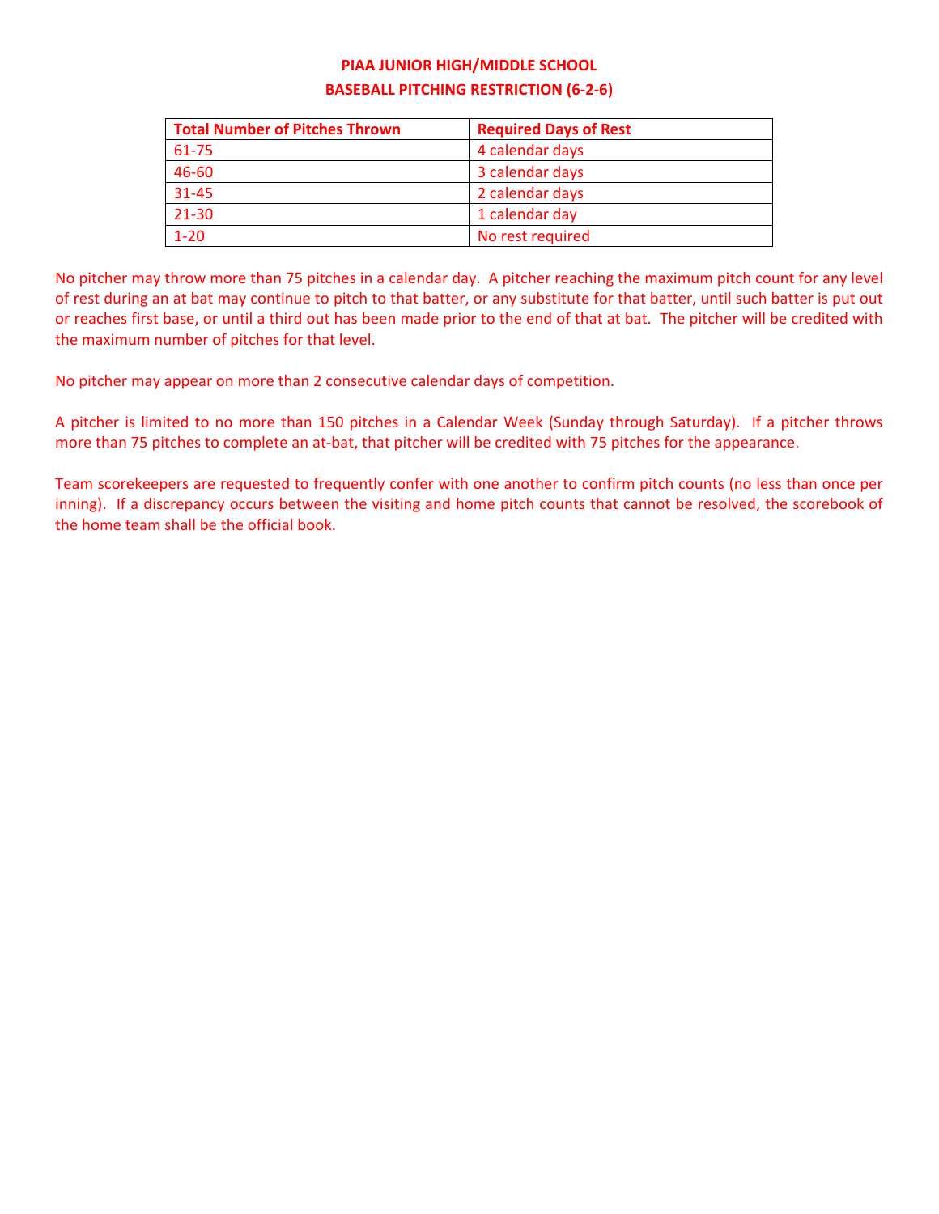# PIAA JUNIOR HIGH/MIDDLE SCHOOL
## BASEBALL PITCHING RESTRICTION (6-2-6)

| **Total Number of Pitches Thrown** | **Required Days of Rest** |
|---|---|
| 61-75 | 4 calendar days |
| 46-60 | 3 calendar days |
| 31-45 | 2 calendar days |
| 21-30 | 1 calendar day |
| 1-20 | No rest required |

No pitcher may throw more than 75 pitches in a calendar day. A pitcher reaching the maximum pitch count for any level of rest during an at bat may continue to pitch to that batter, or any substitute for that batter, until such batter is put out or reaches first base, or until a third out has been made prior to the end of that at bat. The pitcher will be credited with the maximum number of pitches for that level.

No pitcher may appear on more than 2 consecutive calendar days of competition.

A pitcher is limited to no more than 150 pitches in a Calendar Week (Sunday through Saturday). If a pitcher throws more than 75 pitches to complete an at-bat, that pitcher will be credited with 75 pitches for the appearance.

Team scorekeepers are requested to frequently confer with one another to confirm pitch counts (no less than once per inning). If a discrepancy occurs between the visiting and home pitch counts that cannot be resolved, the scorebook of the home team shall be the official book.